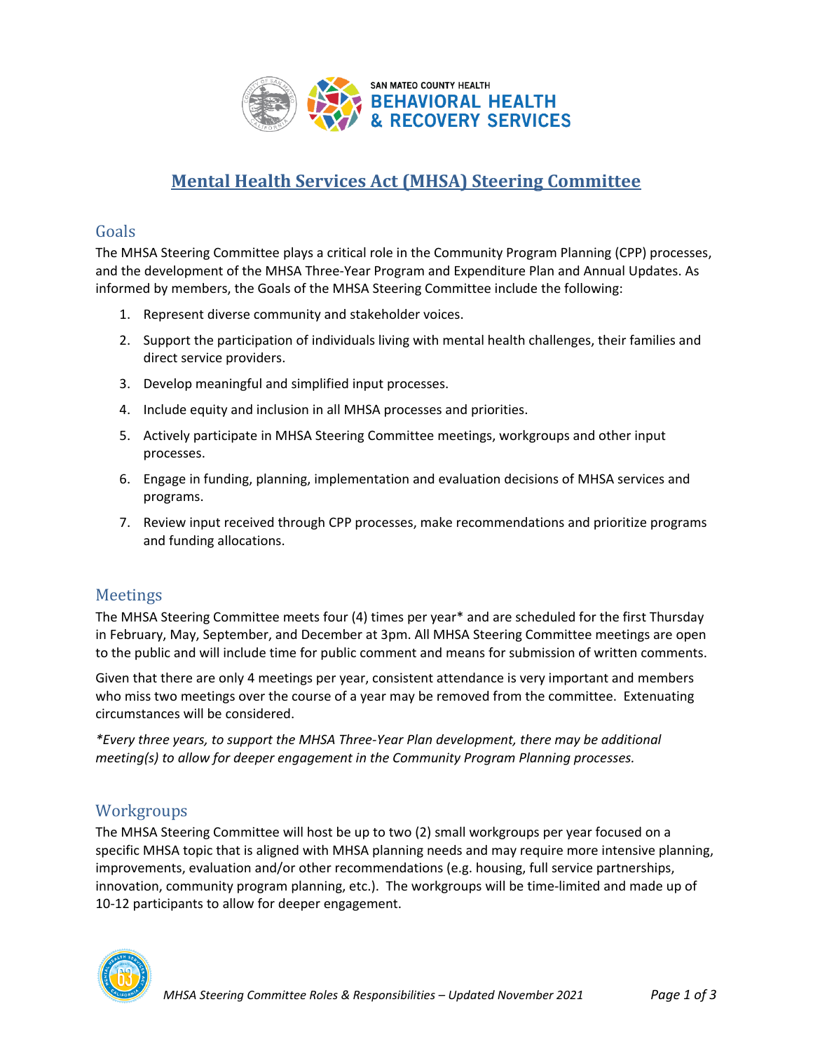SAN MATEO COUNTY HEALTH
BEHAVIORAL HEALTH & RECOVERY SERVICES

# Mental Health Services Act (MHSA) Steering Committee

## Goals

The MHSA Steering Committee plays a critical role in the Community Program Planning (CPP) processes, and the development of the MHSA Three-Year Program and Expenditure Plan and Annual Updates. As informed by members, the Goals of the MHSA Steering Committee include the following:

1. Represent diverse community and stakeholder voices.
2. Support the participation of individuals living with mental health challenges, their families and direct service providers.
3. Develop meaningful and simplified input processes.
4. Include equity and inclusion in all MHSA processes and priorities.
5. Actively participate in MHSA Steering Committee meetings, workgroups and other input processes.
6. Engage in funding, planning, implementation and evaluation decisions of MHSA services and programs.
7. Review input received through CPP processes, make recommendations and prioritize programs and funding allocations.

## Meetings

The MHSA Steering Committee meets four (4) times per year* and are scheduled for the first Thursday in February, May, September, and December at 3pm. All MHSA Steering Committee meetings are open to the public and will include time for public comment and means for submission of written comments.

Given that there are only 4 meetings per year, consistent attendance is very important and members who miss two meetings over the course of a year may be removed from the committee. Extenuating circumstances will be considered.

*\*Every three years, to support the MHSA Three-Year Plan development, there may be additional meeting(s) to allow for deeper engagement in the Community Program Planning processes.*

## Workgroups

The MHSA Steering Committee will host be up to two (2) small workgroups per year focused on a specific MHSA topic that is aligned with MHSA planning needs and may require more intensive planning, improvements, evaluation and/or other recommendations (e.g. housing, full service partnerships, innovation, community program planning, etc.). The workgroups will be time-limited and made up of 10-12 participants to allow for deeper engagement.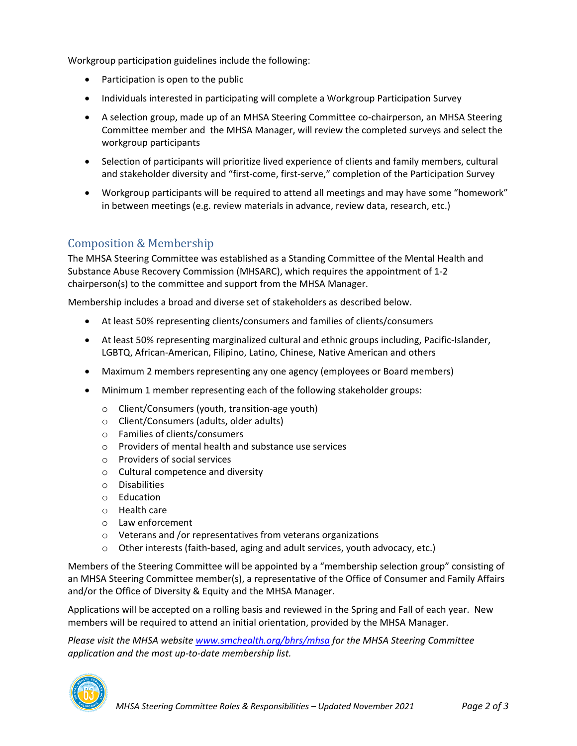Workgroup participation guidelines include the following:

- Participation is open to the public
- Individuals interested in participating will complete a Workgroup Participation Survey
- A selection group, made up of an MHSA Steering Committee co-chairperson, an MHSA Steering Committee member and the MHSA Manager, will review the completed surveys and select the workgroup participants
- Selection of participants will prioritize lived experience of clients and family members, cultural and stakeholder diversity and "first-come, first-serve," completion of the Participation Survey
- Workgroup participants will be required to attend all meetings and may have some "homework" in between meetings (e.g. review materials in advance, review data, research, etc.)

## Composition & Membership

The MHSA Steering Committee was established as a Standing Committee of the Mental Health and Substance Abuse Recovery Commission (MHSARC), which requires the appointment of 1-2 chairperson(s) to the committee and support from the MHSA Manager.

Membership includes a broad and diverse set of stakeholders as described below.

- At least 50% representing clients/consumers and families of clients/consumers
- At least 50% representing marginalized cultural and ethnic groups including, Pacific-Islander, LGBTQ, African-American, Filipino, Latino, Chinese, Native American and others
- Maximum 2 members representing any one agency (employees or Board members)
- Minimum 1 member representing each of the following stakeholder groups:
  - Client/Consumers (youth, transition-age youth)
  - Client/Consumers (adults, older adults)
  - Families of clients/consumers
  - Providers of mental health and substance use services
  - Providers of social services
  - Cultural competence and diversity
  - Disabilities
  - Education
  - Health care
  - Law enforcement
  - Veterans and /or representatives from veterans organizations
  - Other interests (faith-based, aging and adult services, youth advocacy, etc.)

Members of the Steering Committee will be appointed by a "membership selection group" consisting of an MHSA Steering Committee member(s), a representative of the Office of Consumer and Family Affairs and/or the Office of Diversity & Equity and the MHSA Manager.

Applications will be accepted on a rolling basis and reviewed in the Spring and Fall of each year. New members will be required to attend an initial orientation, provided by the MHSA Manager.

*Please visit the MHSA website [www.smchealth.org/bhrs/mhsa](http://www.smchealth.org/bhrs/mhsa) for the MHSA Steering Committee application and the most up-to-date membership list.*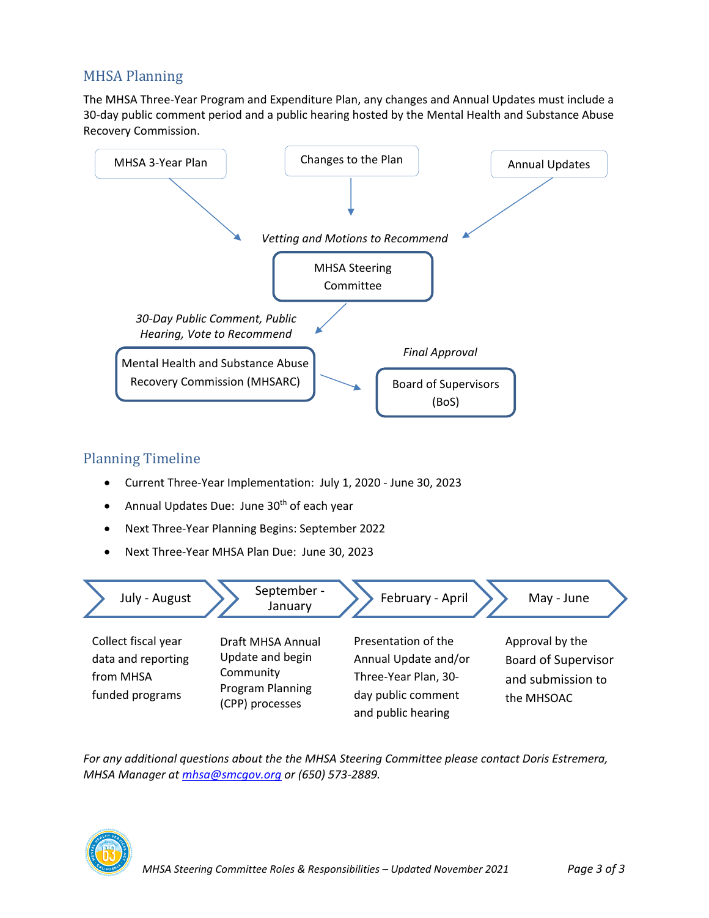## MHSA Planning

The MHSA Three-Year Program and Expenditure Plan, any changes and Annual Updates must include a 30-day public comment period and a public hearing hosted by the Mental Health and Substance Abuse Recovery Commission.

MHSA 3-Year Plan

Changes to the Plan

Annual Updates

*Vetting and Motions to Recommend*

MHSA Steering Committee

*30-Day Public Comment, Public Hearing, Vote to Recommend*

Mental Health and Substance Abuse Recovery Commission (MHSARC)

*Final Approval*

Board of Supervisors (BoS)

## Planning Timeline

- Current Three-Year Implementation: July 1, 2020 - June 30, 2023
- Annual Updates Due: June 30th of each year
- Next Three-Year Planning Begins: September 2022
- Next Three-Year MHSA Plan Due: June 30, 2023

July - August

Collect fiscal year data and reporting from MHSA funded programs

September - January

Draft MHSA Annual Update and begin Community Program Planning (CPP) processes

February - April

Presentation of the Annual Update and/or Three-Year Plan, 30-day public comment and public hearing

May - June

Approval by the Board of Supervisor and submission to the MHSOAC

*For any additional questions about the the MHSA Steering Committee please contact Doris Estremera, MHSA Manager at [mhsa@smcgov.org](mailto:mhsa@smcgov.org) or (650) 573-2889.*